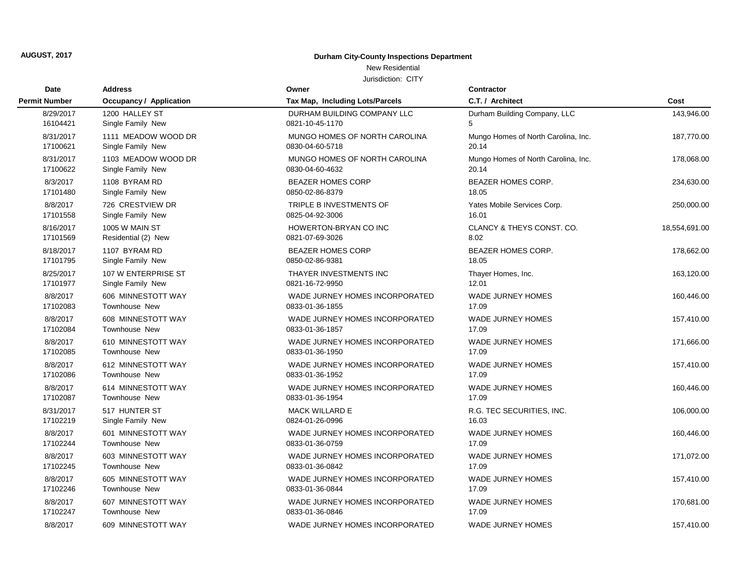**AUGUST, 2017**

**Durham City-County Inspections Department**

New Residential

Jurisdiction: CITY

| Date / Permit Number | Address / Occupancy / Application | Owner / Tax Map, Including Lots/Parcels | Contractor / C.T. / Architect | Cost |
|---|---|---|---|---|
| 8/29/2017<br>16104421 | 1200 HALLEY ST<br>Single Family New | DURHAM BUILDING COMPANY LLC<br>0821-10-45-1170 | Durham Building Company, LLC<br>5 | 143,946.00 |
| 8/31/2017<br>17100621 | 1111 MEADOW WOOD DR<br>Single Family New | MUNGO HOMES OF NORTH CAROLINA<br>0830-04-60-5718 | Mungo Homes of North Carolina, Inc.<br>20.14 | 187,770.00 |
| 8/31/2017<br>17100622 | 1103 MEADOW WOOD DR<br>Single Family New | MUNGO HOMES OF NORTH CAROLINA<br>0830-04-60-4632 | Mungo Homes of North Carolina, Inc.<br>20.14 | 178,068.00 |
| 8/3/2017<br>17101480 | 1108 BYRAM RD<br>Single Family New | BEAZER HOMES CORP<br>0850-02-86-8379 | BEAZER HOMES CORP.<br>18.05 | 234,630.00 |
| 8/8/2017<br>17101558 | 726 CRESTVIEW DR<br>Single Family New | TRIPLE B INVESTMENTS OF<br>0825-04-92-3006 | Yates Mobile Services Corp.<br>16.01 | 250,000.00 |
| 8/16/2017<br>17101569 | 1005 W MAIN ST<br>Residential (2) New | HOWERTON-BRYAN CO INC<br>0821-07-69-3026 | CLANCY & THEYS CONST. CO.<br>8.02 | 18,554,691.00 |
| 8/18/2017<br>17101795 | 1107 BYRAM RD<br>Single Family New | BEAZER HOMES CORP<br>0850-02-86-9381 | BEAZER HOMES CORP.<br>18.05 | 178,662.00 |
| 8/25/2017<br>17101977 | 107 W ENTERPRISE ST<br>Single Family New | THAYER INVESTMENTS INC<br>0821-16-72-9950 | Thayer Homes, Inc.<br>12.01 | 163,120.00 |
| 8/8/2017<br>17102083 | 606 MINNESTOTT WAY<br>Townhouse New | WADE JURNEY HOMES INCORPORATED<br>0833-01-36-1855 | WADE JURNEY HOMES<br>17.09 | 160,446.00 |
| 8/8/2017<br>17102084 | 608 MINNESTOTT WAY<br>Townhouse New | WADE JURNEY HOMES INCORPORATED<br>0833-01-36-1857 | WADE JURNEY HOMES<br>17.09 | 157,410.00 |
| 8/8/2017<br>17102085 | 610 MINNESTOTT WAY<br>Townhouse New | WADE JURNEY HOMES INCORPORATED<br>0833-01-36-1950 | WADE JURNEY HOMES<br>17.09 | 171,666.00 |
| 8/8/2017<br>17102086 | 612 MINNESTOTT WAY<br>Townhouse New | WADE JURNEY HOMES INCORPORATED<br>0833-01-36-1952 | WADE JURNEY HOMES<br>17.09 | 157,410.00 |
| 8/8/2017<br>17102087 | 614 MINNESTOTT WAY<br>Townhouse New | WADE JURNEY HOMES INCORPORATED<br>0833-01-36-1954 | WADE JURNEY HOMES<br>17.09 | 160,446.00 |
| 8/31/2017<br>17102219 | 517 HUNTER ST<br>Single Family New | MACK WILLARD E<br>0824-01-26-0996 | R.G. TEC SECURITIES, INC.<br>16.03 | 106,000.00 |
| 8/8/2017<br>17102244 | 601 MINNESTOTT WAY<br>Townhouse New | WADE JURNEY HOMES INCORPORATED<br>0833-01-36-0759 | WADE JURNEY HOMES<br>17.09 | 160,446.00 |
| 8/8/2017<br>17102245 | 603 MINNESTOTT WAY<br>Townhouse New | WADE JURNEY HOMES INCORPORATED<br>0833-01-36-0842 | WADE JURNEY HOMES<br>17.09 | 171,072.00 |
| 8/8/2017<br>17102246 | 605 MINNESTOTT WAY<br>Townhouse New | WADE JURNEY HOMES INCORPORATED<br>0833-01-36-0844 | WADE JURNEY HOMES<br>17.09 | 157,410.00 |
| 8/8/2017<br>17102247 | 607 MINNESTOTT WAY<br>Townhouse New | WADE JURNEY HOMES INCORPORATED<br>0833-01-36-0846 | WADE JURNEY HOMES<br>17.09 | 170,681.00 |
| 8/8/2017 | 609 MINNESTOTT WAY | WADE JURNEY HOMES INCORPORATED | WADE JURNEY HOMES | 157,410.00 |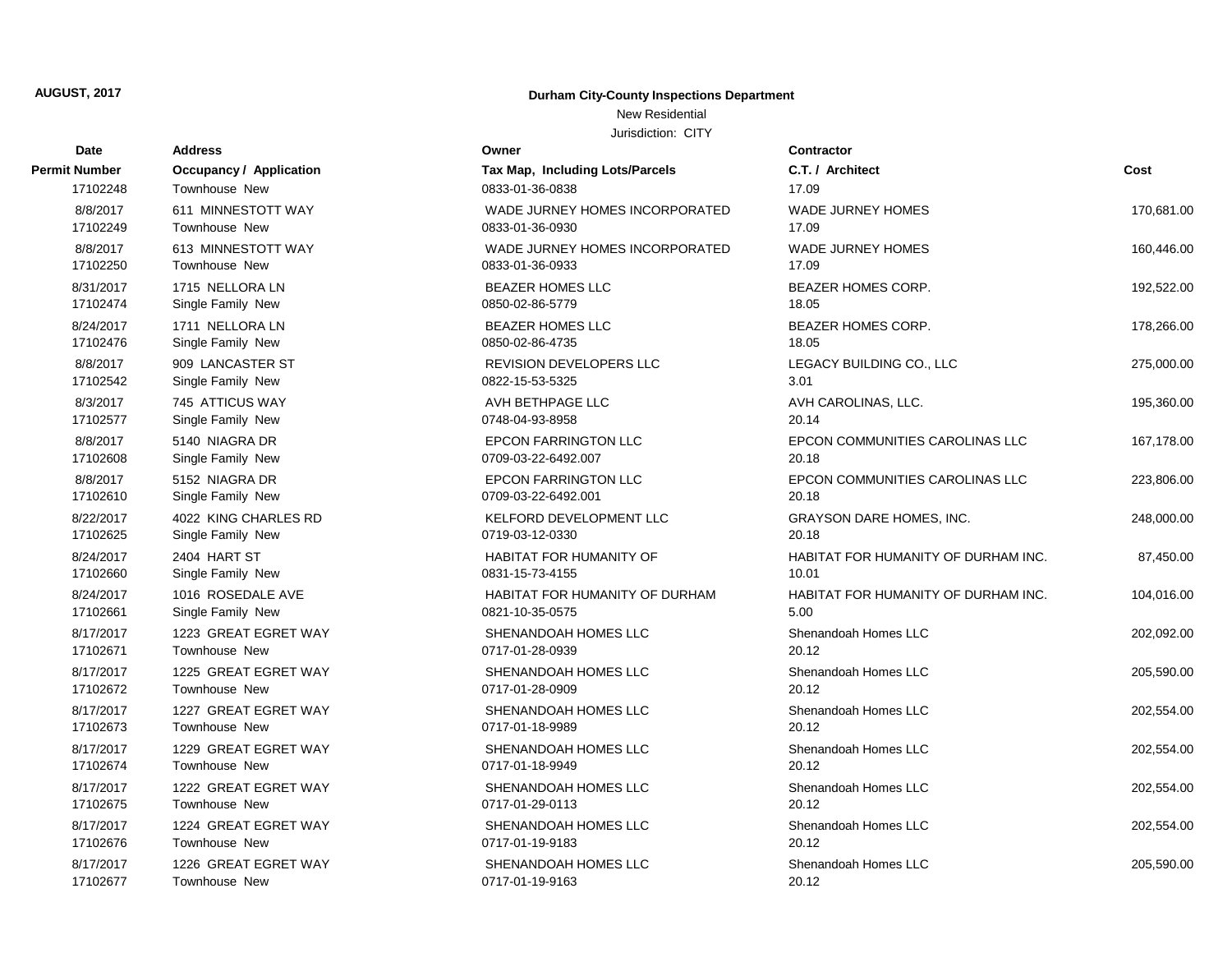**AUGUST, 2017**

**Durham City-County Inspections Department**

New Residential

Jurisdiction: CITY

| Date<br>Permit Number | Address<br>Occupancy / Application | Owner<br>Tax Map, Including Lots/Parcels | Contractor<br>C.T. / Architect | Cost |
|---|---|---|---|---|
| 17102248 | Townhouse New | 0833-01-36-0838 | 17.09 | |
| 8/8/2017 | 611 MINNESTOTT WAY | WADE JURNEY HOMES INCORPORATED | WADE JURNEY HOMES | 170,681.00 |
| 17102249 | Townhouse New | 0833-01-36-0930 | 17.09 | |
| 8/8/2017 | 613 MINNESTOTT WAY | WADE JURNEY HOMES INCORPORATED | WADE JURNEY HOMES | 160,446.00 |
| 17102250 | Townhouse New | 0833-01-36-0933 | 17.09 | |
| 8/31/2017 | 1715 NELLORA LN | BEAZER HOMES LLC | BEAZER HOMES CORP. | 192,522.00 |
| 17102474 | Single Family New | 0850-02-86-5779 | 18.05 | |
| 8/24/2017 | 1711 NELLORA LN | BEAZER HOMES LLC | BEAZER HOMES CORP. | 178,266.00 |
| 17102476 | Single Family New | 0850-02-86-4735 | 18.05 | |
| 8/8/2017 | 909 LANCASTER ST | REVISION DEVELOPERS LLC | LEGACY BUILDING CO., LLC | 275,000.00 |
| 17102542 | Single Family New | 0822-15-53-5325 | 3.01 | |
| 8/3/2017 | 745 ATTICUS WAY | AVH BETHPAGE LLC | AVH CAROLINAS, LLC. | 195,360.00 |
| 17102577 | Single Family New | 0748-04-93-8958 | 20.14 | |
| 8/8/2017 | 5140 NIAGRA DR | EPCON FARRINGTON LLC | EPCON COMMUNITIES CAROLINAS LLC | 167,178.00 |
| 17102608 | Single Family New | 0709-03-22-6492.007 | 20.18 | |
| 8/8/2017 | 5152 NIAGRA DR | EPCON FARRINGTON LLC | EPCON COMMUNITIES CAROLINAS LLC | 223,806.00 |
| 17102610 | Single Family New | 0709-03-22-6492.001 | 20.18 | |
| 8/22/2017 | 4022 KING CHARLES RD | KELFORD DEVELOPMENT LLC | GRAYSON DARE HOMES, INC. | 248,000.00 |
| 17102625 | Single Family New | 0719-03-12-0330 | 20.18 | |
| 8/24/2017 | 2404 HART ST | HABITAT FOR HUMANITY OF | HABITAT FOR HUMANITY OF DURHAM INC. | 87,450.00 |
| 17102660 | Single Family New | 0831-15-73-4155 | 10.01 | |
| 8/24/2017 | 1016 ROSEDALE AVE | HABITAT FOR HUMANITY OF DURHAM | HABITAT FOR HUMANITY OF DURHAM INC. | 104,016.00 |
| 17102661 | Single Family New | 0821-10-35-0575 | 5.00 | |
| 8/17/2017 | 1223 GREAT EGRET WAY | SHENANDOAH HOMES LLC | Shenandoah Homes LLC | 202,092.00 |
| 17102671 | Townhouse New | 0717-01-28-0939 | 20.12 | |
| 8/17/2017 | 1225 GREAT EGRET WAY | SHENANDOAH HOMES LLC | Shenandoah Homes LLC | 205,590.00 |
| 17102672 | Townhouse New | 0717-01-28-0909 | 20.12 | |
| 8/17/2017 | 1227 GREAT EGRET WAY | SHENANDOAH HOMES LLC | Shenandoah Homes LLC | 202,554.00 |
| 17102673 | Townhouse New | 0717-01-18-9989 | 20.12 | |
| 8/17/2017 | 1229 GREAT EGRET WAY | SHENANDOAH HOMES LLC | Shenandoah Homes LLC | 202,554.00 |
| 17102674 | Townhouse New | 0717-01-18-9949 | 20.12 | |
| 8/17/2017 | 1222 GREAT EGRET WAY | SHENANDOAH HOMES LLC | Shenandoah Homes LLC | 202,554.00 |
| 17102675 | Townhouse New | 0717-01-29-0113 | 20.12 | |
| 8/17/2017 | 1224 GREAT EGRET WAY | SHENANDOAH HOMES LLC | Shenandoah Homes LLC | 202,554.00 |
| 17102676 | Townhouse New | 0717-01-19-9183 | 20.12 | |
| 8/17/2017 | 1226 GREAT EGRET WAY | SHENANDOAH HOMES LLC | Shenandoah Homes LLC | 205,590.00 |
| 17102677 | Townhouse New | 0717-01-19-9163 | 20.12 | |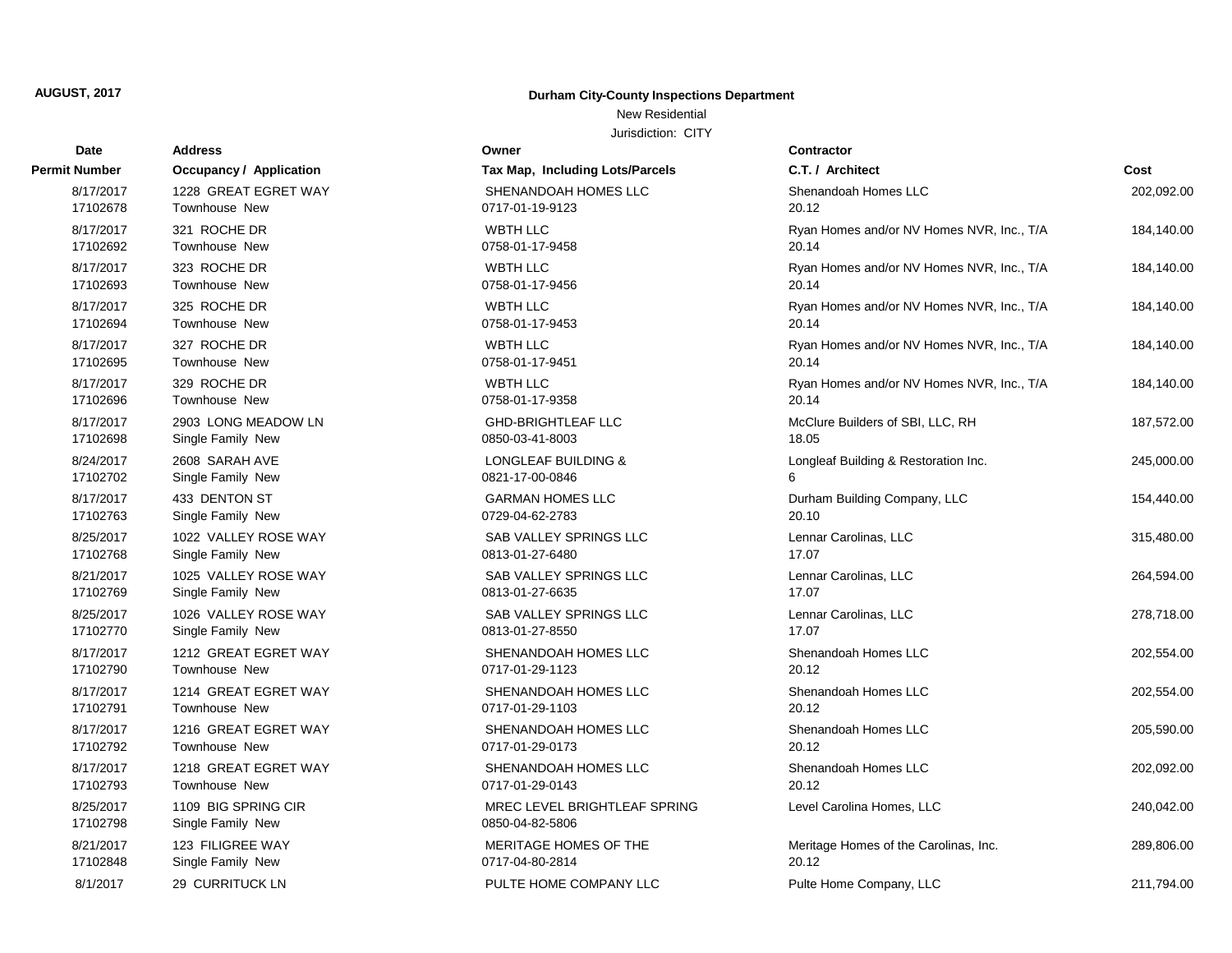**AUGUST, 2017**

**Durham City-County Inspections Department**

New Residential

Jurisdiction: CITY

| Date<br>Permit Number | Address<br>Occupancy / Application | Owner<br>Tax Map, Including Lots/Parcels | Contractor<br>C.T. / Architect | Cost |
|---|---|---|---|---|
| 8/17/2017<br>17102678 | 1228 GREAT EGRET WAY<br>Townhouse New | SHENANDOAH HOMES LLC<br>0717-01-19-9123 | Shenandoah Homes LLC<br>20.12 | 202,092.00 |
| 8/17/2017<br>17102692 | 321 ROCHE DR<br>Townhouse New | WBTH LLC<br>0758-01-17-9458 | Ryan Homes and/or NV Homes NVR, Inc., T/A<br>20.14 | 184,140.00 |
| 8/17/2017<br>17102693 | 323 ROCHE DR<br>Townhouse New | WBTH LLC<br>0758-01-17-9456 | Ryan Homes and/or NV Homes NVR, Inc., T/A<br>20.14 | 184,140.00 |
| 8/17/2017<br>17102694 | 325 ROCHE DR<br>Townhouse New | WBTH LLC<br>0758-01-17-9453 | Ryan Homes and/or NV Homes NVR, Inc., T/A<br>20.14 | 184,140.00 |
| 8/17/2017<br>17102695 | 327 ROCHE DR<br>Townhouse New | WBTH LLC<br>0758-01-17-9451 | Ryan Homes and/or NV Homes NVR, Inc., T/A<br>20.14 | 184,140.00 |
| 8/17/2017<br>17102696 | 329 ROCHE DR<br>Townhouse New | WBTH LLC<br>0758-01-17-9358 | Ryan Homes and/or NV Homes NVR, Inc., T/A<br>20.14 | 184,140.00 |
| 8/17/2017<br>17102698 | 2903 LONG MEADOW LN<br>Single Family New | GHD-BRIGHTLEAF LLC<br>0850-03-41-8003 | McClure Builders of SBI, LLC, RH<br>18.05 | 187,572.00 |
| 8/24/2017<br>17102702 | 2608 SARAH AVE<br>Single Family New | LONGLEAF BUILDING &<br>0821-17-00-0846 | Longleaf Building & Restoration Inc.<br>6 | 245,000.00 |
| 8/17/2017<br>17102763 | 433 DENTON ST<br>Single Family New | GARMAN HOMES LLC<br>0729-04-62-2783 | Durham Building Company, LLC<br>20.10 | 154,440.00 |
| 8/25/2017<br>17102768 | 1022 VALLEY ROSE WAY<br>Single Family New | SAB VALLEY SPRINGS LLC<br>0813-01-27-6480 | Lennar Carolinas, LLC<br>17.07 | 315,480.00 |
| 8/21/2017<br>17102769 | 1025 VALLEY ROSE WAY<br>Single Family New | SAB VALLEY SPRINGS LLC<br>0813-01-27-6635 | Lennar Carolinas, LLC<br>17.07 | 264,594.00 |
| 8/25/2017<br>17102770 | 1026 VALLEY ROSE WAY<br>Single Family New | SAB VALLEY SPRINGS LLC<br>0813-01-27-8550 | Lennar Carolinas, LLC<br>17.07 | 278,718.00 |
| 8/17/2017<br>17102790 | 1212 GREAT EGRET WAY<br>Townhouse New | SHENANDOAH HOMES LLC<br>0717-01-29-1123 | Shenandoah Homes LLC<br>20.12 | 202,554.00 |
| 8/17/2017<br>17102791 | 1214 GREAT EGRET WAY<br>Townhouse New | SHENANDOAH HOMES LLC<br>0717-01-29-1103 | Shenandoah Homes LLC<br>20.12 | 202,554.00 |
| 8/17/2017<br>17102792 | 1216 GREAT EGRET WAY<br>Townhouse New | SHENANDOAH HOMES LLC<br>0717-01-29-0173 | Shenandoah Homes LLC<br>20.12 | 205,590.00 |
| 8/17/2017<br>17102793 | 1218 GREAT EGRET WAY<br>Townhouse New | SHENANDOAH HOMES LLC<br>0717-01-29-0143 | Shenandoah Homes LLC<br>20.12 | 202,092.00 |
| 8/25/2017<br>17102798 | 1109 BIG SPRING CIR<br>Single Family New | MREC LEVEL BRIGHTLEAF SPRING<br>0850-04-82-5806 | Level Carolina Homes, LLC | 240,042.00 |
| 8/21/2017<br>17102848 | 123 FILIGREE WAY<br>Single Family New | MERITAGE HOMES OF THE<br>0717-04-80-2814 | Meritage Homes of the Carolinas, Inc.<br>20.12 | 289,806.00 |
| 8/1/2017 | 29 CURRITUCK LN | PULTE HOME COMPANY LLC | Pulte Home Company, LLC | 211,794.00 |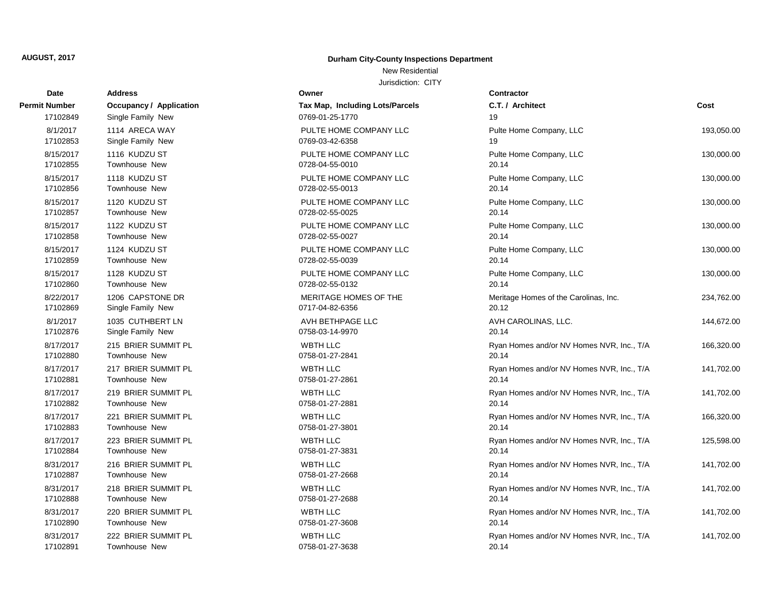**AUGUST, 2017**

**Durham City-County Inspections Department**

New Residential

Jurisdiction: CITY

| Date<br>Permit Number | Address<br>Occupancy / Application | Owner<br>Tax Map, Including Lots/Parcels | Contractor<br>C.T. / Architect | Cost |
|---|---|---|---|---|
| 17102849 | Single Family New | 0769-01-25-1770 | 19 | |
| 8/1/2017 | 1114 ARECA WAY | PULTE HOME COMPANY LLC | Pulte Home Company, LLC | 193,050.00 |
| 17102853 | Single Family New | 0769-03-42-6358 | 19 | |
| 8/15/2017 | 1116 KUDZU ST | PULTE HOME COMPANY LLC | Pulte Home Company, LLC | 130,000.00 |
| 17102855 | Townhouse New | 0728-04-55-0010 | 20.14 | |
| 8/15/2017 | 1118 KUDZU ST | PULTE HOME COMPANY LLC | Pulte Home Company, LLC | 130,000.00 |
| 17102856 | Townhouse New | 0728-02-55-0013 | 20.14 | |
| 8/15/2017 | 1120 KUDZU ST | PULTE HOME COMPANY LLC | Pulte Home Company, LLC | 130,000.00 |
| 17102857 | Townhouse New | 0728-02-55-0025 | 20.14 | |
| 8/15/2017 | 1122 KUDZU ST | PULTE HOME COMPANY LLC | Pulte Home Company, LLC | 130,000.00 |
| 17102858 | Townhouse New | 0728-02-55-0027 | 20.14 | |
| 8/15/2017 | 1124 KUDZU ST | PULTE HOME COMPANY LLC | Pulte Home Company, LLC | 130,000.00 |
| 17102859 | Townhouse New | 0728-02-55-0039 | 20.14 | |
| 8/15/2017 | 1128 KUDZU ST | PULTE HOME COMPANY LLC | Pulte Home Company, LLC | 130,000.00 |
| 17102860 | Townhouse New | 0728-02-55-0132 | 20.14 | |
| 8/22/2017 | 1206 CAPSTONE DR | MERITAGE HOMES OF THE | Meritage Homes of the Carolinas, Inc. | 234,762.00 |
| 17102869 | Single Family New | 0717-04-82-6356 | 20.12 | |
| 8/1/2017 | 1035 CUTHBERT LN | AVH BETHPAGE LLC | AVH CAROLINAS, LLC. | 144,672.00 |
| 17102876 | Single Family New | 0758-03-14-9970 | 20.14 | |
| 8/17/2017 | 215 BRIER SUMMIT PL | WBTH LLC | Ryan Homes and/or NV Homes NVR, Inc., T/A | 166,320.00 |
| 17102880 | Townhouse New | 0758-01-27-2841 | 20.14 | |
| 8/17/2017 | 217 BRIER SUMMIT PL | WBTH LLC | Ryan Homes and/or NV Homes NVR, Inc., T/A | 141,702.00 |
| 17102881 | Townhouse New | 0758-01-27-2861 | 20.14 | |
| 8/17/2017 | 219 BRIER SUMMIT PL | WBTH LLC | Ryan Homes and/or NV Homes NVR, Inc., T/A | 141,702.00 |
| 17102882 | Townhouse New | 0758-01-27-2881 | 20.14 | |
| 8/17/2017 | 221 BRIER SUMMIT PL | WBTH LLC | Ryan Homes and/or NV Homes NVR, Inc., T/A | 166,320.00 |
| 17102883 | Townhouse New | 0758-01-27-3801 | 20.14 | |
| 8/17/2017 | 223 BRIER SUMMIT PL | WBTH LLC | Ryan Homes and/or NV Homes NVR, Inc., T/A | 125,598.00 |
| 17102884 | Townhouse New | 0758-01-27-3831 | 20.14 | |
| 8/31/2017 | 216 BRIER SUMMIT PL | WBTH LLC | Ryan Homes and/or NV Homes NVR, Inc., T/A | 141,702.00 |
| 17102887 | Townhouse New | 0758-01-27-2668 | 20.14 | |
| 8/31/2017 | 218 BRIER SUMMIT PL | WBTH LLC | Ryan Homes and/or NV Homes NVR, Inc., T/A | 141,702.00 |
| 17102888 | Townhouse New | 0758-01-27-2688 | 20.14 | |
| 8/31/2017 | 220 BRIER SUMMIT PL | WBTH LLC | Ryan Homes and/or NV Homes NVR, Inc., T/A | 141,702.00 |
| 17102890 | Townhouse New | 0758-01-27-3608 | 20.14 | |
| 8/31/2017 | 222 BRIER SUMMIT PL | WBTH LLC | Ryan Homes and/or NV Homes NVR, Inc., T/A | 141,702.00 |
| 17102891 | Townhouse New | 0758-01-27-3638 | 20.14 | |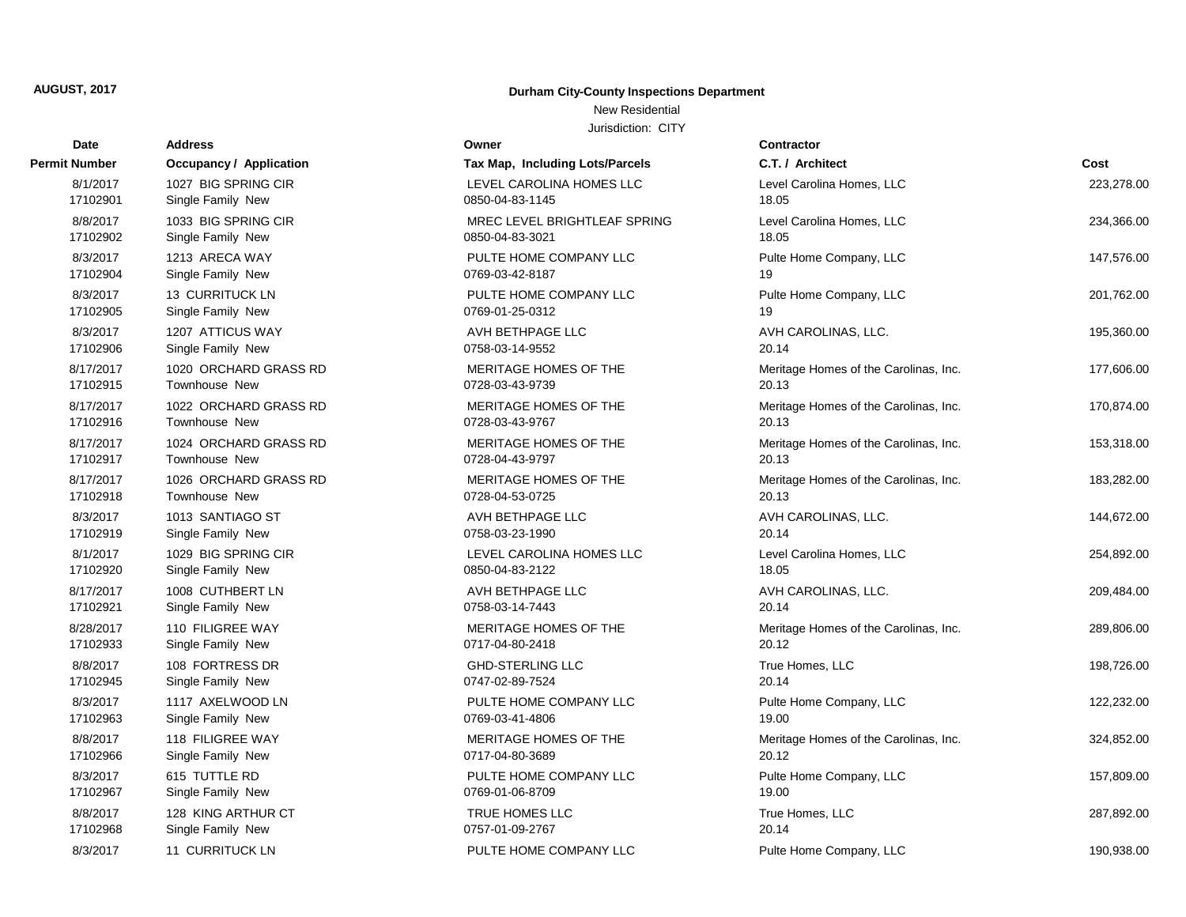**AUGUST, 2017**

**Durham City-County Inspections Department**

New Residential

Jurisdiction: CITY

| Date<br>Permit Number | Address<br>Occupancy / Application | Owner<br>Tax Map, Including Lots/Parcels | Contractor<br>C.T. / Architect | Cost |
|---|---|---|---|---|
| 8/1/2017<br>17102901 | 1027 BIG SPRING CIR<br>Single Family New | LEVEL CAROLINA HOMES LLC<br>0850-04-83-1145 | Level Carolina Homes, LLC<br>18.05 | 223,278.00 |
| 8/8/2017<br>17102902 | 1033 BIG SPRING CIR<br>Single Family New | MREC LEVEL BRIGHTLEAF SPRING<br>0850-04-83-3021 | Level Carolina Homes, LLC<br>18.05 | 234,366.00 |
| 8/3/2017<br>17102904 | 1213 ARECA WAY<br>Single Family New | PULTE HOME COMPANY LLC<br>0769-03-42-8187 | Pulte Home Company, LLC<br>19 | 147,576.00 |
| 8/3/2017<br>17102905 | 13 CURRITUCK LN<br>Single Family New | PULTE HOME COMPANY LLC<br>0769-01-25-0312 | Pulte Home Company, LLC<br>19 | 201,762.00 |
| 8/3/2017<br>17102906 | 1207 ATTICUS WAY<br>Single Family New | AVH BETHPAGE LLC<br>0758-03-14-9552 | AVH CAROLINAS, LLC.<br>20.14 | 195,360.00 |
| 8/17/2017<br>17102915 | 1020 ORCHARD GRASS RD<br>Townhouse New | MERITAGE HOMES OF THE<br>0728-03-43-9739 | Meritage Homes of the Carolinas, Inc.<br>20.13 | 177,606.00 |
| 8/17/2017<br>17102916 | 1022 ORCHARD GRASS RD<br>Townhouse New | MERITAGE HOMES OF THE<br>0728-03-43-9767 | Meritage Homes of the Carolinas, Inc.<br>20.13 | 170,874.00 |
| 8/17/2017<br>17102917 | 1024 ORCHARD GRASS RD<br>Townhouse New | MERITAGE HOMES OF THE<br>0728-04-43-9797 | Meritage Homes of the Carolinas, Inc.<br>20.13 | 153,318.00 |
| 8/17/2017<br>17102918 | 1026 ORCHARD GRASS RD<br>Townhouse New | MERITAGE HOMES OF THE<br>0728-04-53-0725 | Meritage Homes of the Carolinas, Inc.<br>20.13 | 183,282.00 |
| 8/3/2017<br>17102919 | 1013 SANTIAGO ST<br>Single Family New | AVH BETHPAGE LLC<br>0758-03-23-1990 | AVH CAROLINAS, LLC.<br>20.14 | 144,672.00 |
| 8/1/2017<br>17102920 | 1029 BIG SPRING CIR<br>Single Family New | LEVEL CAROLINA HOMES LLC<br>0850-04-83-2122 | Level Carolina Homes, LLC<br>18.05 | 254,892.00 |
| 8/17/2017<br>17102921 | 1008 CUTHBERT LN<br>Single Family New | AVH BETHPAGE LLC<br>0758-03-14-7443 | AVH CAROLINAS, LLC.<br>20.14 | 209,484.00 |
| 8/28/2017<br>17102933 | 110 FILIGREE WAY<br>Single Family New | MERITAGE HOMES OF THE<br>0717-04-80-2418 | Meritage Homes of the Carolinas, Inc.<br>20.12 | 289,806.00 |
| 8/8/2017<br>17102945 | 108 FORTRESS DR<br>Single Family New | GHD-STERLING LLC<br>0747-02-89-7524 | True Homes, LLC<br>20.14 | 198,726.00 |
| 8/3/2017<br>17102963 | 1117 AXELWOOD LN<br>Single Family New | PULTE HOME COMPANY LLC<br>0769-03-41-4806 | Pulte Home Company, LLC<br>19.00 | 122,232.00 |
| 8/8/2017<br>17102966 | 118 FILIGREE WAY<br>Single Family New | MERITAGE HOMES OF THE<br>0717-04-80-3689 | Meritage Homes of the Carolinas, Inc.<br>20.12 | 324,852.00 |
| 8/3/2017<br>17102967 | 615 TUTTLE RD<br>Single Family New | PULTE HOME COMPANY LLC<br>0769-01-06-8709 | Pulte Home Company, LLC<br>19.00 | 157,809.00 |
| 8/8/2017<br>17102968 | 128 KING ARTHUR CT<br>Single Family New | TRUE HOMES LLC<br>0757-01-09-2767 | True Homes, LLC<br>20.14 | 287,892.00 |
| 8/3/2017 | 11 CURRITUCK LN | PULTE HOME COMPANY LLC | Pulte Home Company, LLC | 190,938.00 |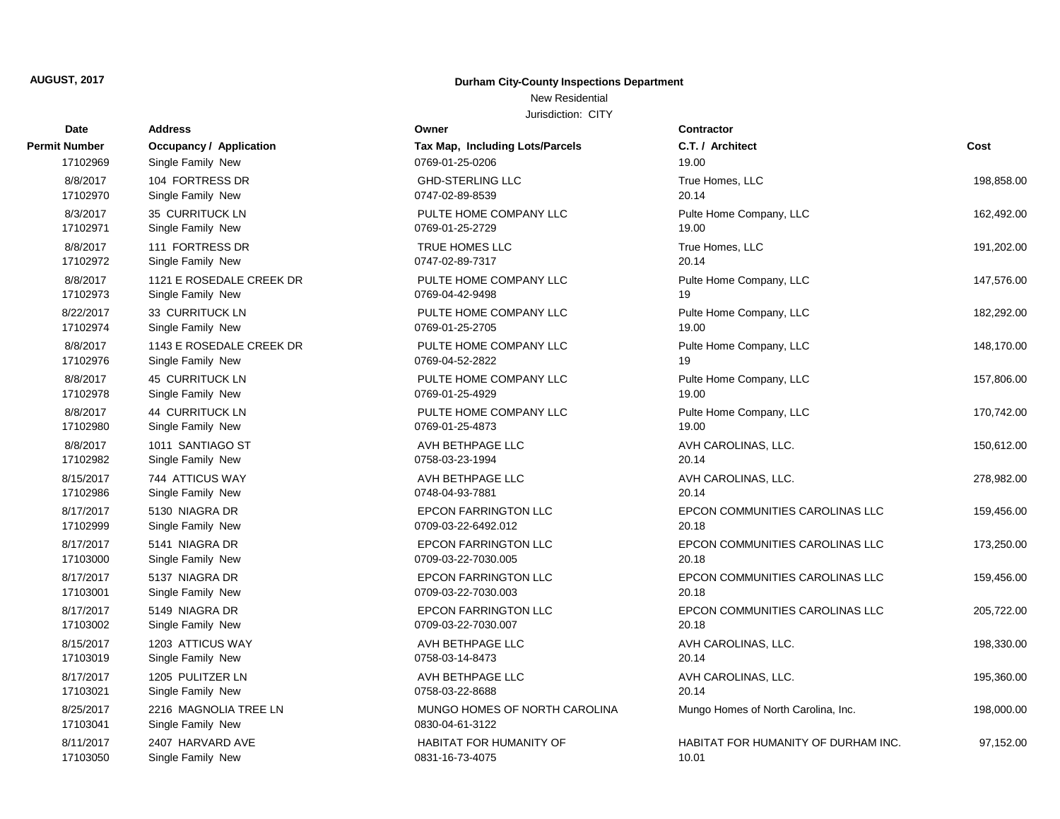**AUGUST, 2017**

**Durham City-County Inspections Department**

New Residential

Jurisdiction: CITY

| Date / Permit Number | Address / Occupancy / Application | Owner / Tax Map, Including Lots/Parcels | Contractor / C.T. / Architect | Cost |
|---|---|---|---|---|
| 17102969 | Single Family New | 0769-01-25-0206 | 19.00 | |
| 8/8/2017 | 104 FORTRESS DR | GHD-STERLING LLC | True Homes, LLC | 198,858.00 |
| 17102970 | Single Family New | 0747-02-89-8539 | 20.14 | |
| 8/3/2017 | 35 CURRITUCK LN | PULTE HOME COMPANY LLC | Pulte Home Company, LLC | 162,492.00 |
| 17102971 | Single Family New | 0769-01-25-2729 | 19.00 | |
| 8/8/2017 | 111 FORTRESS DR | TRUE HOMES LLC | True Homes, LLC | 191,202.00 |
| 17102972 | Single Family New | 0747-02-89-7317 | 20.14 | |
| 8/8/2017 | 1121 E ROSEDALE CREEK DR | PULTE HOME COMPANY LLC | Pulte Home Company, LLC | 147,576.00 |
| 17102973 | Single Family New | 0769-04-42-9498 | 19 | |
| 8/22/2017 | 33 CURRITUCK LN | PULTE HOME COMPANY LLC | Pulte Home Company, LLC | 182,292.00 |
| 17102974 | Single Family New | 0769-01-25-2705 | 19.00 | |
| 8/8/2017 | 1143 E ROSEDALE CREEK DR | PULTE HOME COMPANY LLC | Pulte Home Company, LLC | 148,170.00 |
| 17102976 | Single Family New | 0769-04-52-2822 | 19 | |
| 8/8/2017 | 45 CURRITUCK LN | PULTE HOME COMPANY LLC | Pulte Home Company, LLC | 157,806.00 |
| 17102978 | Single Family New | 0769-01-25-4929 | 19.00 | |
| 8/8/2017 | 44 CURRITUCK LN | PULTE HOME COMPANY LLC | Pulte Home Company, LLC | 170,742.00 |
| 17102980 | Single Family New | 0769-01-25-4873 | 19.00 | |
| 8/8/2017 | 1011 SANTIAGO ST | AVH BETHPAGE LLC | AVH CAROLINAS, LLC. | 150,612.00 |
| 17102982 | Single Family New | 0758-03-23-1994 | 20.14 | |
| 8/15/2017 | 744 ATTICUS WAY | AVH BETHPAGE LLC | AVH CAROLINAS, LLC. | 278,982.00 |
| 17102986 | Single Family New | 0748-04-93-7881 | 20.14 | |
| 8/17/2017 | 5130 NIAGRA DR | EPCON FARRINGTON LLC | EPCON COMMUNITIES CAROLINAS LLC | 159,456.00 |
| 17102999 | Single Family New | 0709-03-22-6492.012 | 20.18 | |
| 8/17/2017 | 5141 NIAGRA DR | EPCON FARRINGTON LLC | EPCON COMMUNITIES CAROLINAS LLC | 173,250.00 |
| 17103000 | Single Family New | 0709-03-22-7030.005 | 20.18 | |
| 8/17/2017 | 5137 NIAGRA DR | EPCON FARRINGTON LLC | EPCON COMMUNITIES CAROLINAS LLC | 159,456.00 |
| 17103001 | Single Family New | 0709-03-22-7030.003 | 20.18 | |
| 8/17/2017 | 5149 NIAGRA DR | EPCON FARRINGTON LLC | EPCON COMMUNITIES CAROLINAS LLC | 205,722.00 |
| 17103002 | Single Family New | 0709-03-22-7030.007 | 20.18 | |
| 8/15/2017 | 1203 ATTICUS WAY | AVH BETHPAGE LLC | AVH CAROLINAS, LLC. | 198,330.00 |
| 17103019 | Single Family New | 0758-03-14-8473 | 20.14 | |
| 8/17/2017 | 1205 PULITZER LN | AVH BETHPAGE LLC | AVH CAROLINAS, LLC. | 195,360.00 |
| 17103021 | Single Family New | 0758-03-22-8688 | 20.14 | |
| 8/25/2017 | 2216 MAGNOLIA TREE LN | MUNGO HOMES OF NORTH CAROLINA | Mungo Homes of North Carolina, Inc. | 198,000.00 |
| 17103041 | Single Family New | 0830-04-61-3122 | | |
| 8/11/2017 | 2407 HARVARD AVE | HABITAT FOR HUMANITY OF | HABITAT FOR HUMANITY OF DURHAM INC. | 97,152.00 |
| 17103050 | Single Family New | 0831-16-73-4075 | 10.01 | |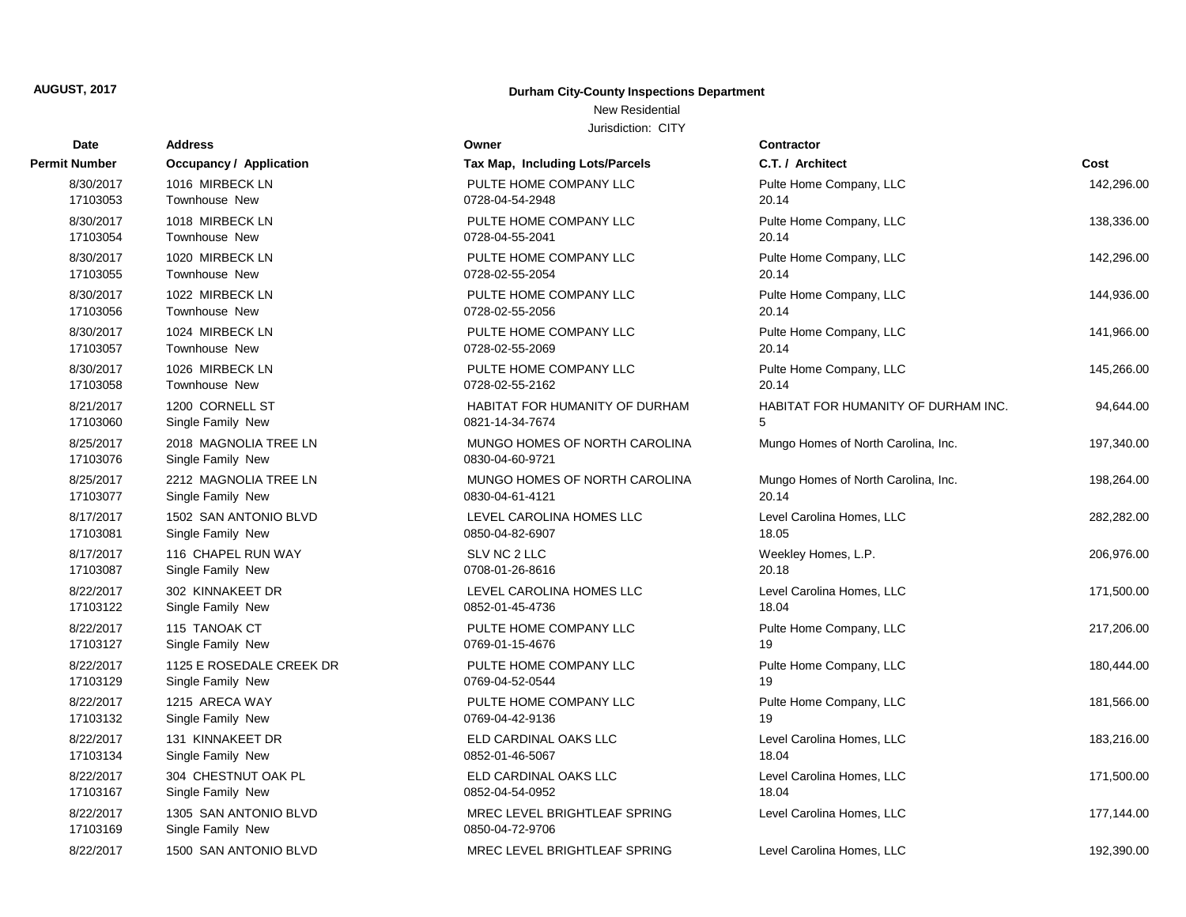**AUGUST, 2017**

**Durham City-County Inspections Department**

New Residential

Jurisdiction: CITY

| Date<br>Permit Number | Address<br>Occupancy / Application | Owner<br>Tax Map, Including Lots/Parcels | Contractor<br>C.T. / Architect | Cost |
|---|---|---|---|---|
| 8/30/2017<br>17103053 | 1016 MIRBECK LN<br>Townhouse New | PULTE HOME COMPANY LLC<br>0728-04-54-2948 | Pulte Home Company, LLC<br>20.14 | 142,296.00 |
| 8/30/2017<br>17103054 | 1018 MIRBECK LN<br>Townhouse New | PULTE HOME COMPANY LLC<br>0728-04-55-2041 | Pulte Home Company, LLC<br>20.14 | 138,336.00 |
| 8/30/2017<br>17103055 | 1020 MIRBECK LN<br>Townhouse New | PULTE HOME COMPANY LLC<br>0728-02-55-2054 | Pulte Home Company, LLC<br>20.14 | 142,296.00 |
| 8/30/2017<br>17103056 | 1022 MIRBECK LN<br>Townhouse New | PULTE HOME COMPANY LLC<br>0728-02-55-2056 | Pulte Home Company, LLC<br>20.14 | 144,936.00 |
| 8/30/2017<br>17103057 | 1024 MIRBECK LN<br>Townhouse New | PULTE HOME COMPANY LLC<br>0728-02-55-2069 | Pulte Home Company, LLC<br>20.14 | 141,966.00 |
| 8/30/2017<br>17103058 | 1026 MIRBECK LN<br>Townhouse New | PULTE HOME COMPANY LLC<br>0728-02-55-2162 | Pulte Home Company, LLC<br>20.14 | 145,266.00 |
| 8/21/2017<br>17103060 | 1200 CORNELL ST<br>Single Family New | HABITAT FOR HUMANITY OF DURHAM<br>0821-14-34-7674 | HABITAT FOR HUMANITY OF DURHAM INC.<br>5 | 94,644.00 |
| 8/25/2017<br>17103076 | 2018 MAGNOLIA TREE LN<br>Single Family New | MUNGO HOMES OF NORTH CAROLINA<br>0830-04-60-9721 | Mungo Homes of North Carolina, Inc. | 197,340.00 |
| 8/25/2017<br>17103077 | 2212 MAGNOLIA TREE LN<br>Single Family New | MUNGO HOMES OF NORTH CAROLINA<br>0830-04-61-4121 | Mungo Homes of North Carolina, Inc.<br>20.14 | 198,264.00 |
| 8/17/2017<br>17103081 | 1502 SAN ANTONIO BLVD<br>Single Family New | LEVEL CAROLINA HOMES LLC<br>0850-04-82-6907 | Level Carolina Homes, LLC<br>18.05 | 282,282.00 |
| 8/17/2017<br>17103087 | 116 CHAPEL RUN WAY<br>Single Family New | SLV NC 2 LLC<br>0708-01-26-8616 | Weekley Homes, L.P.<br>20.18 | 206,976.00 |
| 8/22/2017<br>17103122 | 302 KINNAKEET DR<br>Single Family New | LEVEL CAROLINA HOMES LLC<br>0852-01-45-4736 | Level Carolina Homes, LLC<br>18.04 | 171,500.00 |
| 8/22/2017<br>17103127 | 115 TANOAK CT<br>Single Family New | PULTE HOME COMPANY LLC<br>0769-01-15-4676 | Pulte Home Company, LLC<br>19 | 217,206.00 |
| 8/22/2017<br>17103129 | 1125 E ROSEDALE CREEK DR<br>Single Family New | PULTE HOME COMPANY LLC<br>0769-04-52-0544 | Pulte Home Company, LLC<br>19 | 180,444.00 |
| 8/22/2017<br>17103132 | 1215 ARECA WAY<br>Single Family New | PULTE HOME COMPANY LLC<br>0769-04-42-9136 | Pulte Home Company, LLC<br>19 | 181,566.00 |
| 8/22/2017<br>17103134 | 131 KINNAKEET DR<br>Single Family New | ELD CARDINAL OAKS LLC<br>0852-01-46-5067 | Level Carolina Homes, LLC<br>18.04 | 183,216.00 |
| 8/22/2017<br>17103167 | 304 CHESTNUT OAK PL<br>Single Family New | ELD CARDINAL OAKS LLC<br>0852-04-54-0952 | Level Carolina Homes, LLC<br>18.04 | 171,500.00 |
| 8/22/2017<br>17103169 | 1305 SAN ANTONIO BLVD<br>Single Family New | MREC LEVEL BRIGHTLEAF SPRING<br>0850-04-72-9706 | Level Carolina Homes, LLC | 177,144.00 |
| 8/22/2017 | 1500 SAN ANTONIO BLVD | MREC LEVEL BRIGHTLEAF SPRING | Level Carolina Homes, LLC | 192,390.00 |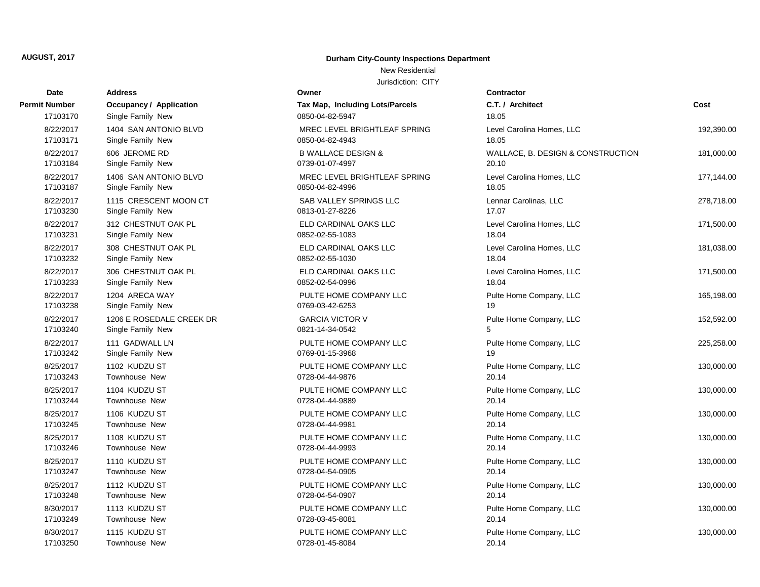**AUGUST, 2017**

## Durham City-County Inspections Department

New Residential

Jurisdiction: CITY

| Date<br>Permit Number | Address<br>Occupancy / Application | Owner<br>Tax Map, Including Lots/Parcels | Contractor<br>C.T. / Architect | Cost |
|---|---|---|---|---|
| 17103170 | Single Family New | 0850-04-82-5947 | 18.05 | |
| 8/22/2017 | 1404 SAN ANTONIO BLVD | MREC LEVEL BRIGHTLEAF SPRING | Level Carolina Homes, LLC | 192,390.00 |
| 17103171 | Single Family New | 0850-04-82-4943 | 18.05 | |
| 8/22/2017 | 606 JEROME RD | B WALLACE DESIGN & | WALLACE, B. DESIGN & CONSTRUCTION | 181,000.00 |
| 17103184 | Single Family New | 0739-01-07-4997 | 20.10 | |
| 8/22/2017 | 1406 SAN ANTONIO BLVD | MREC LEVEL BRIGHTLEAF SPRING | Level Carolina Homes, LLC | 177,144.00 |
| 17103187 | Single Family New | 0850-04-82-4996 | 18.05 | |
| 8/22/2017 | 1115 CRESCENT MOON CT | SAB VALLEY SPRINGS LLC | Lennar Carolinas, LLC | 278,718.00 |
| 17103230 | Single Family New | 0813-01-27-8226 | 17.07 | |
| 8/22/2017 | 312 CHESTNUT OAK PL | ELD CARDINAL OAKS LLC | Level Carolina Homes, LLC | 171,500.00 |
| 17103231 | Single Family New | 0852-02-55-1083 | 18.04 | |
| 8/22/2017 | 308 CHESTNUT OAK PL | ELD CARDINAL OAKS LLC | Level Carolina Homes, LLC | 181,038.00 |
| 17103232 | Single Family New | 0852-02-55-1030 | 18.04 | |
| 8/22/2017 | 306 CHESTNUT OAK PL | ELD CARDINAL OAKS LLC | Level Carolina Homes, LLC | 171,500.00 |
| 17103233 | Single Family New | 0852-02-54-0996 | 18.04 | |
| 8/22/2017 | 1204 ARECA WAY | PULTE HOME COMPANY LLC | Pulte Home Company, LLC | 165,198.00 |
| 17103238 | Single Family New | 0769-03-42-6253 | 19 | |
| 8/22/2017 | 1206 E ROSEDALE CREEK DR | GARCIA VICTOR V | Pulte Home Company, LLC | 152,592.00 |
| 17103240 | Single Family New | 0821-14-34-0542 | 5 | |
| 8/22/2017 | 111 GADWALL LN | PULTE HOME COMPANY LLC | Pulte Home Company, LLC | 225,258.00 |
| 17103242 | Single Family New | 0769-01-15-3968 | 19 | |
| 8/25/2017 | 1102 KUDZU ST | PULTE HOME COMPANY LLC | Pulte Home Company, LLC | 130,000.00 |
| 17103243 | Townhouse New | 0728-04-44-9876 | 20.14 | |
| 8/25/2017 | 1104 KUDZU ST | PULTE HOME COMPANY LLC | Pulte Home Company, LLC | 130,000.00 |
| 17103244 | Townhouse New | 0728-04-44-9889 | 20.14 | |
| 8/25/2017 | 1106 KUDZU ST | PULTE HOME COMPANY LLC | Pulte Home Company, LLC | 130,000.00 |
| 17103245 | Townhouse New | 0728-04-44-9981 | 20.14 | |
| 8/25/2017 | 1108 KUDZU ST | PULTE HOME COMPANY LLC | Pulte Home Company, LLC | 130,000.00 |
| 17103246 | Townhouse New | 0728-04-44-9993 | 20.14 | |
| 8/25/2017 | 1110 KUDZU ST | PULTE HOME COMPANY LLC | Pulte Home Company, LLC | 130,000.00 |
| 17103247 | Townhouse New | 0728-04-54-0905 | 20.14 | |
| 8/25/2017 | 1112 KUDZU ST | PULTE HOME COMPANY LLC | Pulte Home Company, LLC | 130,000.00 |
| 17103248 | Townhouse New | 0728-04-54-0907 | 20.14 | |
| 8/30/2017 | 1113 KUDZU ST | PULTE HOME COMPANY LLC | Pulte Home Company, LLC | 130,000.00 |
| 17103249 | Townhouse New | 0728-03-45-8081 | 20.14 | |
| 8/30/2017 | 1115 KUDZU ST | PULTE HOME COMPANY LLC | Pulte Home Company, LLC | 130,000.00 |
| 17103250 | Townhouse New | 0728-01-45-8084 | 20.14 | |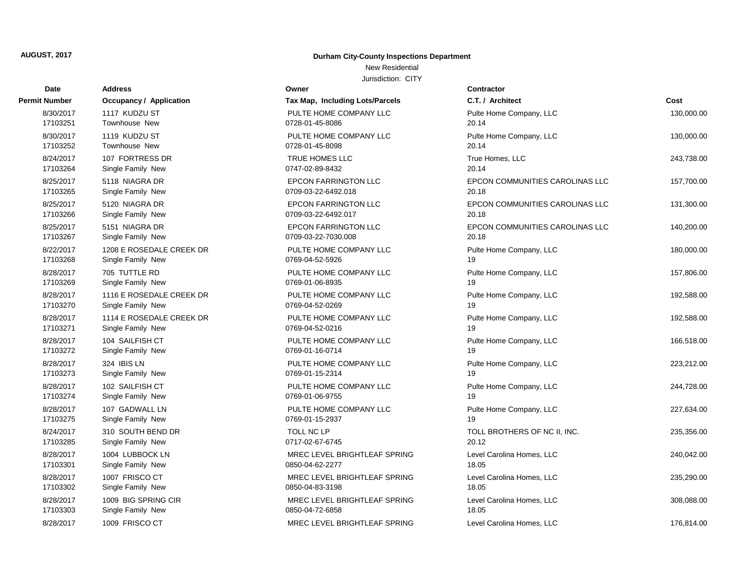**AUGUST, 2017**

**Durham City-County Inspections Department**

New Residential

Jurisdiction: CITY

| Date<br>Permit Number | Address<br>Occupancy / Application | Owner<br>Tax Map, Including Lots/Parcels | Contractor<br>C.T. / Architect | Cost |
|---|---|---|---|---|
| 8/30/2017<br>17103251 | 1117 KUDZU ST<br>Townhouse New | PULTE HOME COMPANY LLC<br>0728-01-45-8086 | Pulte Home Company, LLC<br>20.14 | 130,000.00 |
| 8/30/2017<br>17103252 | 1119 KUDZU ST<br>Townhouse New | PULTE HOME COMPANY LLC<br>0728-01-45-8098 | Pulte Home Company, LLC<br>20.14 | 130,000.00 |
| 8/24/2017<br>17103264 | 107 FORTRESS DR<br>Single Family New | TRUE HOMES LLC<br>0747-02-89-8432 | True Homes, LLC<br>20.14 | 243,738.00 |
| 8/25/2017<br>17103265 | 5118 NIAGRA DR<br>Single Family New | EPCON FARRINGTON LLC<br>0709-03-22-6492.018 | EPCON COMMUNITIES CAROLINAS LLC<br>20.18 | 157,700.00 |
| 8/25/2017<br>17103266 | 5120 NIAGRA DR<br>Single Family New | EPCON FARRINGTON LLC<br>0709-03-22-6492.017 | EPCON COMMUNITIES CAROLINAS LLC<br>20.18 | 131,300.00 |
| 8/25/2017<br>17103267 | 5151 NIAGRA DR<br>Single Family New | EPCON FARRINGTON LLC<br>0709-03-22-7030.008 | EPCON COMMUNITIES CAROLINAS LLC<br>20.18 | 140,200.00 |
| 8/22/2017<br>17103268 | 1208 E ROSEDALE CREEK DR<br>Single Family New | PULTE HOME COMPANY LLC<br>0769-04-52-5926 | Pulte Home Company, LLC<br>19 | 180,000.00 |
| 8/28/2017<br>17103269 | 705 TUTTLE RD<br>Single Family New | PULTE HOME COMPANY LLC<br>0769-01-06-8935 | Pulte Home Company, LLC<br>19 | 157,806.00 |
| 8/28/2017<br>17103270 | 1116 E ROSEDALE CREEK DR<br>Single Family New | PULTE HOME COMPANY LLC<br>0769-04-52-0269 | Pulte Home Company, LLC<br>19 | 192,588.00 |
| 8/28/2017<br>17103271 | 1114 E ROSEDALE CREEK DR<br>Single Family New | PULTE HOME COMPANY LLC<br>0769-04-52-0216 | Pulte Home Company, LLC<br>19 | 192,588.00 |
| 8/28/2017<br>17103272 | 104 SAILFISH CT<br>Single Family New | PULTE HOME COMPANY LLC<br>0769-01-16-0714 | Pulte Home Company, LLC<br>19 | 166,518.00 |
| 8/28/2017<br>17103273 | 324 IBIS LN<br>Single Family New | PULTE HOME COMPANY LLC<br>0769-01-15-2314 | Pulte Home Company, LLC<br>19 | 223,212.00 |
| 8/28/2017<br>17103274 | 102 SAILFISH CT<br>Single Family New | PULTE HOME COMPANY LLC<br>0769-01-06-9755 | Pulte Home Company, LLC<br>19 | 244,728.00 |
| 8/28/2017<br>17103275 | 107 GADWALL LN<br>Single Family New | PULTE HOME COMPANY LLC<br>0769-01-15-2937 | Pulte Home Company, LLC<br>19 | 227,634.00 |
| 8/24/2017<br>17103285 | 310 SOUTH BEND DR<br>Single Family New | TOLL NC LP<br>0717-02-67-6745 | TOLL BROTHERS OF NC II, INC.<br>20.12 | 235,356.00 |
| 8/28/2017<br>17103301 | 1004 LUBBOCK LN<br>Single Family New | MREC LEVEL BRIGHTLEAF SPRING<br>0850-04-62-2277 | Level Carolina Homes, LLC<br>18.05 | 240,042.00 |
| 8/28/2017<br>17103302 | 1007 FRISCO CT<br>Single Family New | MREC LEVEL BRIGHTLEAF SPRING<br>0850-04-83-3198 | Level Carolina Homes, LLC<br>18.05 | 235,290.00 |
| 8/28/2017<br>17103303 | 1009 BIG SPRING CIR<br>Single Family New | MREC LEVEL BRIGHTLEAF SPRING<br>0850-04-72-6858 | Level Carolina Homes, LLC<br>18.05 | 308,088.00 |
| 8/28/2017 | 1009 FRISCO CT | MREC LEVEL BRIGHTLEAF SPRING | Level Carolina Homes, LLC | 176,814.00 |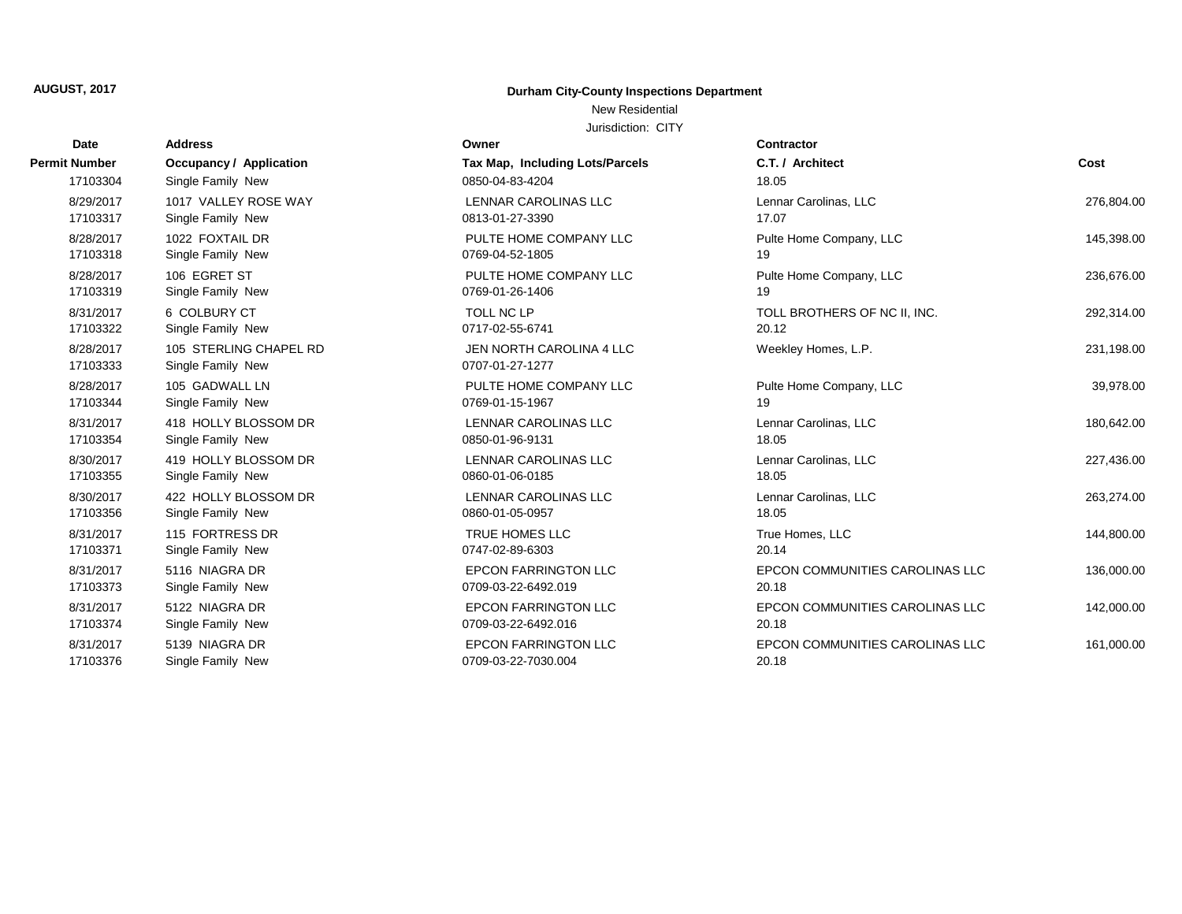**AUGUST, 2017**

**Durham City-County Inspections Department**

New Residential

Jurisdiction: CITY

| Date | Permit Number | Address | Occupancy / Application | Owner | Tax Map, Including Lots/Parcels | Contractor | C.T. / Architect | Cost |
|---|---|---|---|---|---|---|---|---|
| | 17103304 | | Single Family New | | 0850-04-83-4204 | | 18.05 | |
| 8/29/2017 | 17103317 | 1017 VALLEY ROSE WAY | Single Family New | LENNAR CAROLINAS LLC | 0813-01-27-3390 | Lennar Carolinas, LLC | 17.07 | 276,804.00 |
| 8/28/2017 | 17103318 | 1022 FOXTAIL DR | Single Family New | PULTE HOME COMPANY LLC | 0769-04-52-1805 | Pulte Home Company, LLC | 19 | 145,398.00 |
| 8/28/2017 | 17103319 | 106 EGRET ST | Single Family New | PULTE HOME COMPANY LLC | 0769-01-26-1406 | Pulte Home Company, LLC | 19 | 236,676.00 |
| 8/31/2017 | 17103322 | 6 COLBURY CT | Single Family New | TOLL NC LP | 0717-02-55-6741 | TOLL BROTHERS OF NC II, INC. | 20.12 | 292,314.00 |
| 8/28/2017 | 17103333 | 105 STERLING CHAPEL RD | Single Family New | JEN NORTH CAROLINA 4 LLC | 0707-01-27-1277 | Weekley Homes, L.P. | | 231,198.00 |
| 8/28/2017 | 17103344 | 105 GADWALL LN | Single Family New | PULTE HOME COMPANY LLC | 0769-01-15-1967 | Pulte Home Company, LLC | 19 | 39,978.00 |
| 8/31/2017 | 17103354 | 418 HOLLY BLOSSOM DR | Single Family New | LENNAR CAROLINAS LLC | 0850-01-96-9131 | Lennar Carolinas, LLC | 18.05 | 180,642.00 |
| 8/30/2017 | 17103355 | 419 HOLLY BLOSSOM DR | Single Family New | LENNAR CAROLINAS LLC | 0860-01-06-0185 | Lennar Carolinas, LLC | 18.05 | 227,436.00 |
| 8/30/2017 | 17103356 | 422 HOLLY BLOSSOM DR | Single Family New | LENNAR CAROLINAS LLC | 0860-01-05-0957 | Lennar Carolinas, LLC | 18.05 | 263,274.00 |
| 8/31/2017 | 17103371 | 115 FORTRESS DR | Single Family New | TRUE HOMES LLC | 0747-02-89-6303 | True Homes, LLC | 20.14 | 144,800.00 |
| 8/31/2017 | 17103373 | 5116 NIAGRA DR | Single Family New | EPCON FARRINGTON LLC | 0709-03-22-6492.019 | EPCON COMMUNITIES CAROLINAS LLC | 20.18 | 136,000.00 |
| 8/31/2017 | 17103374 | 5122 NIAGRA DR | Single Family New | EPCON FARRINGTON LLC | 0709-03-22-6492.016 | EPCON COMMUNITIES CAROLINAS LLC | 20.18 | 142,000.00 |
| 8/31/2017 | 17103376 | 5139 NIAGRA DR | Single Family New | EPCON FARRINGTON LLC | 0709-03-22-7030.004 | EPCON COMMUNITIES CAROLINAS LLC | 20.18 | 161,000.00 |